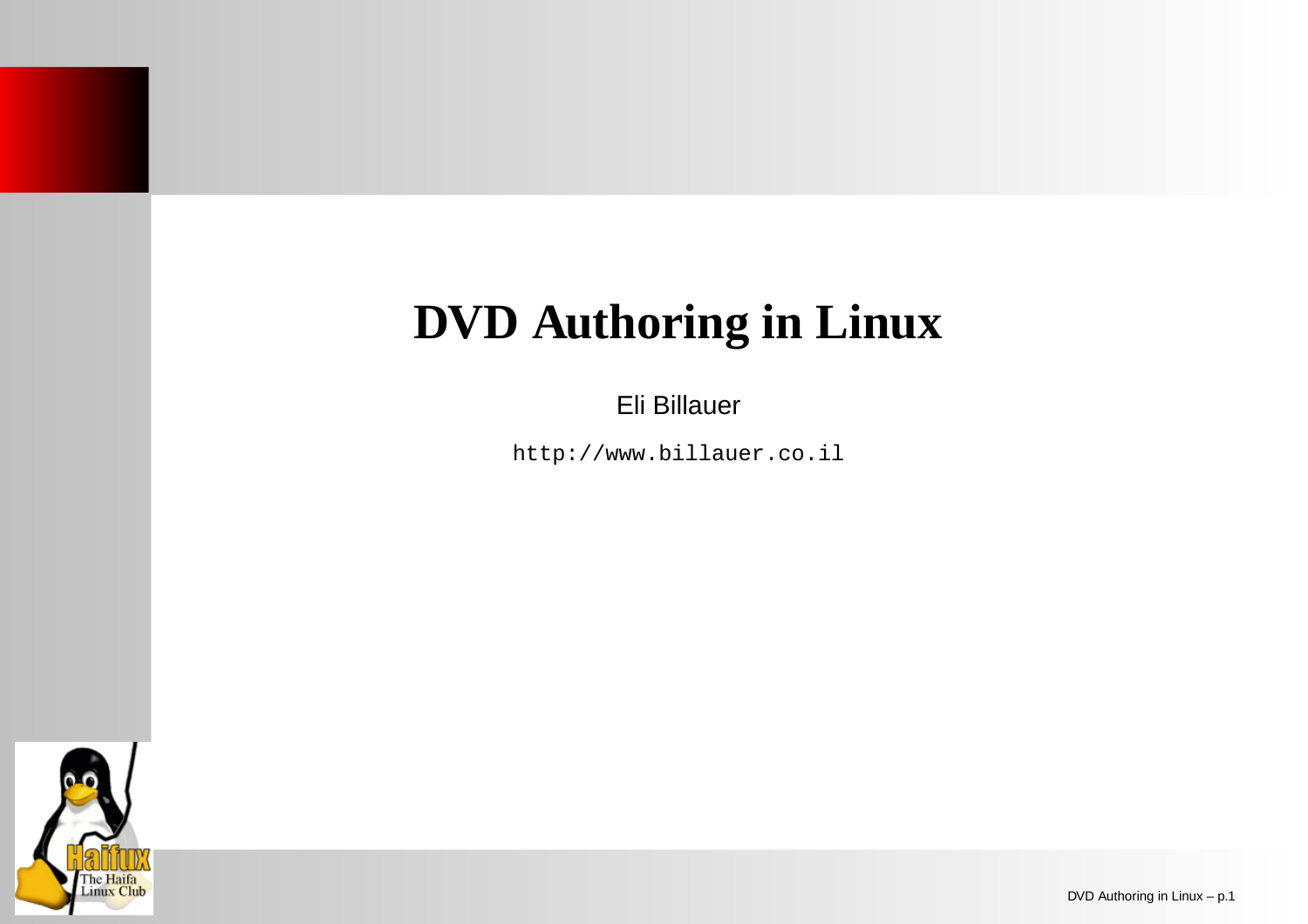# DVD Authoring in Linux

Eli Billauer

`http://www.billauer.co.il`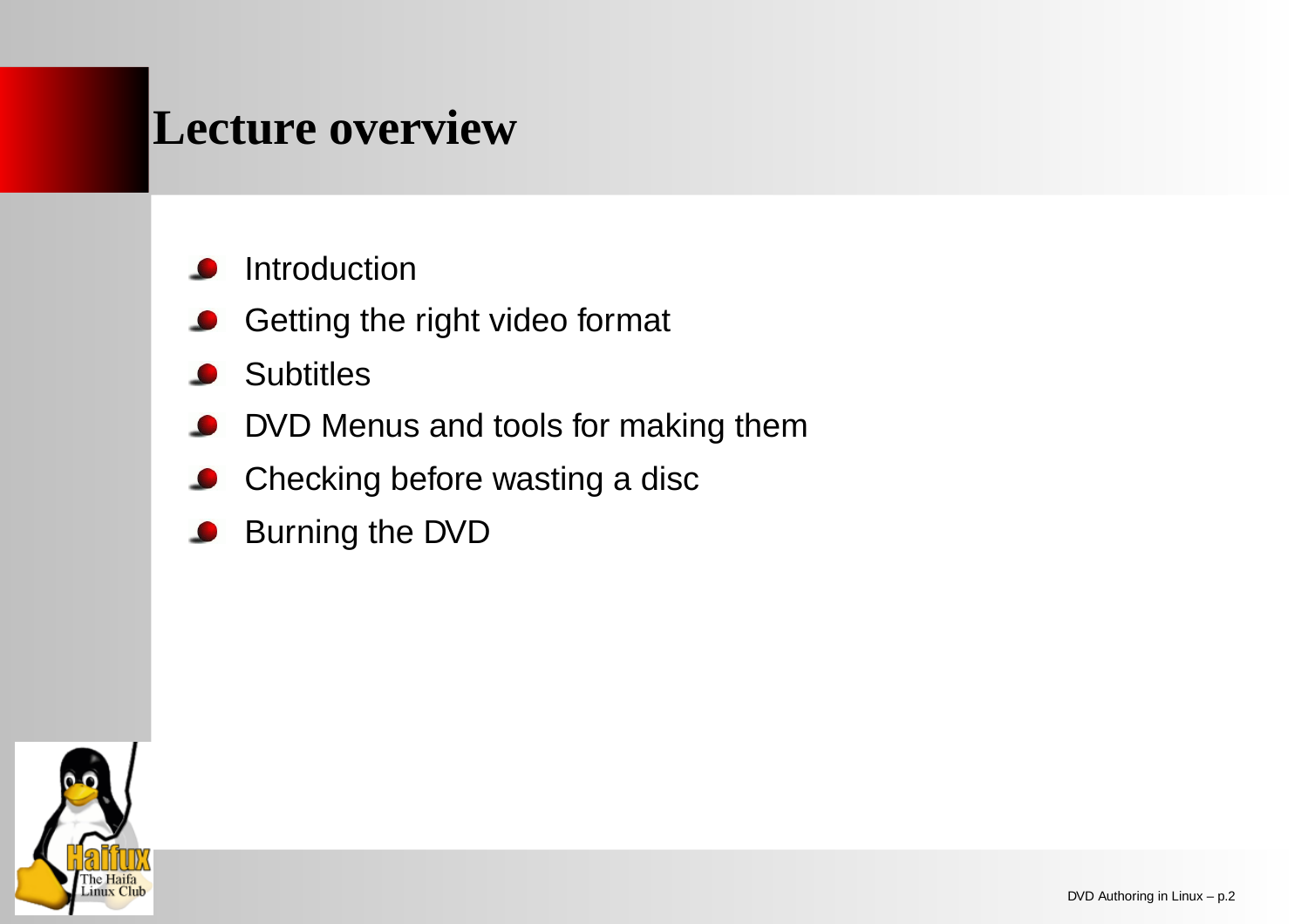# Lecture overview

- Introduction
- Getting the right video format
- Subtitles
- DVD Menus and tools for making them
- Checking before wasting a disc
- Burning the DVD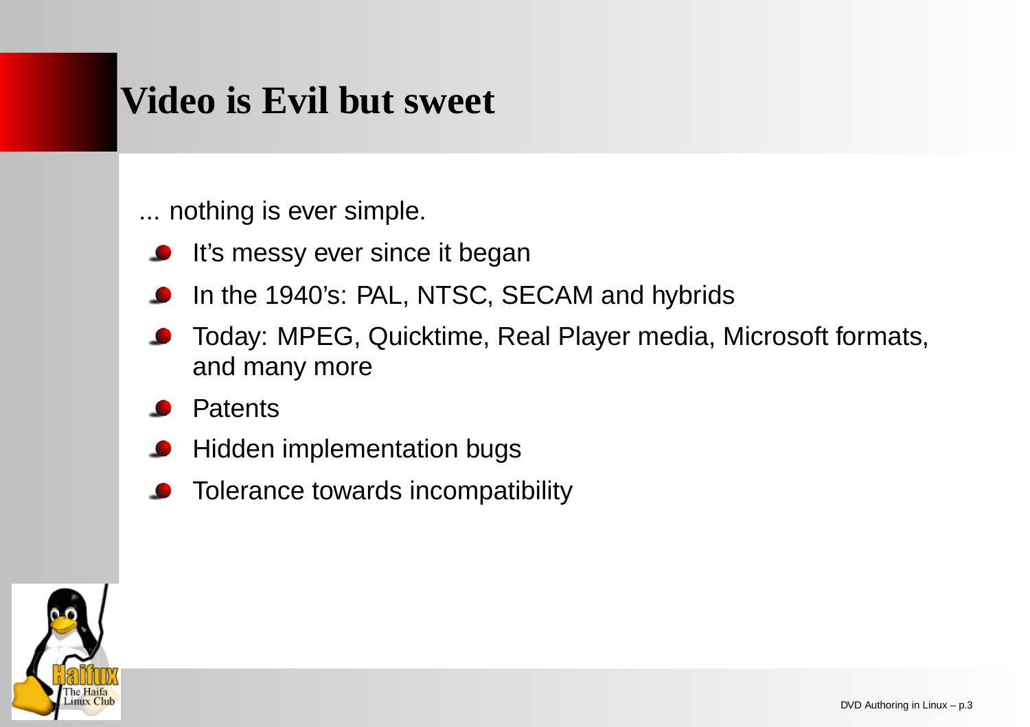# Video is Evil but sweet

... nothing is ever simple.

- It’s messy ever since it began
- In the 1940’s: PAL, NTSC, SECAM and hybrids
- Today: MPEG, Quicktime, Real Player media, Microsoft formats, and many more
- Patents
- Hidden implementation bugs
- Tolerance towards incompatibility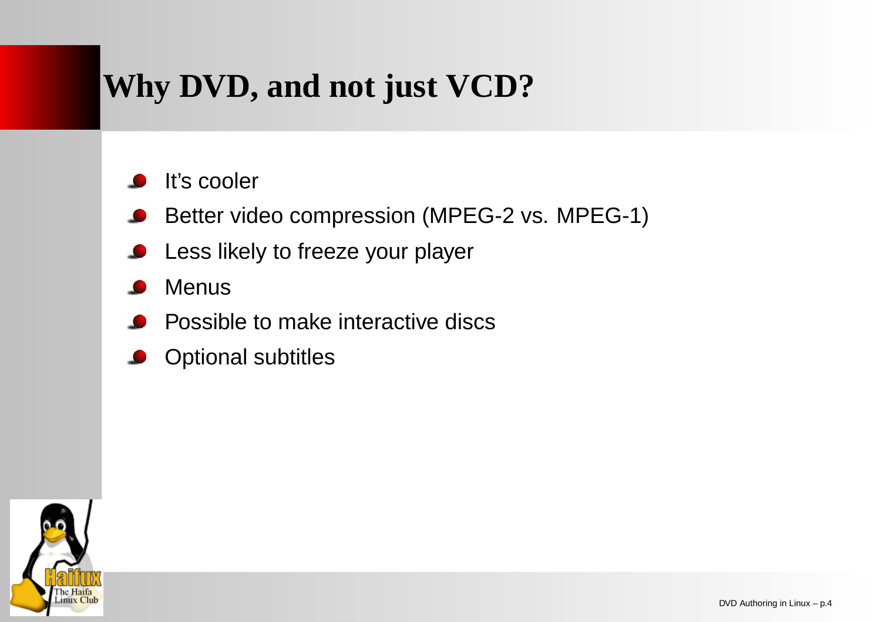# Why DVD, and not just VCD?

- It's cooler
- Better video compression (MPEG-2 vs. MPEG-1)
- Less likely to freeze your player
- Menus
- Possible to make interactive discs
- Optional subtitles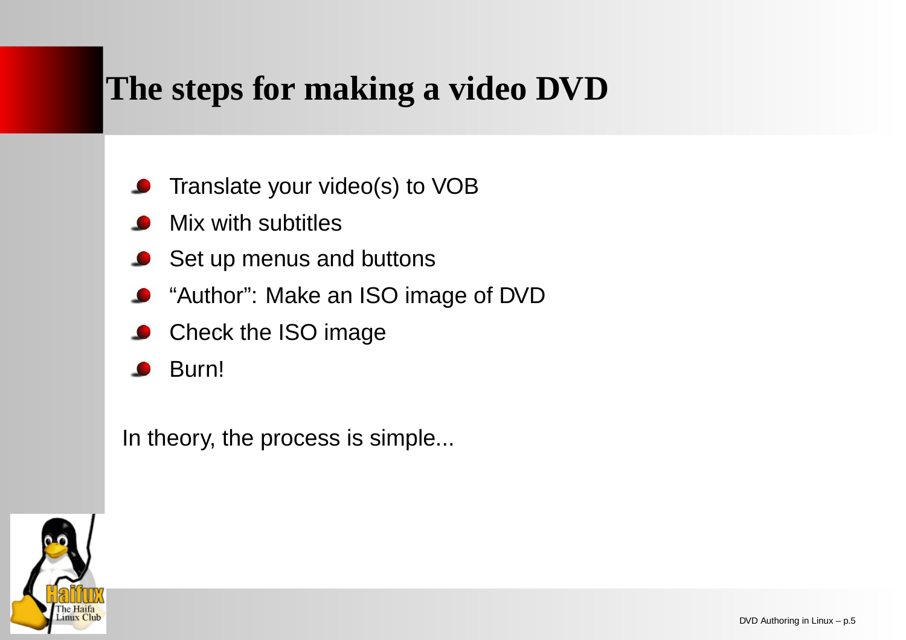# The steps for making a video DVD

- Translate your video(s) to VOB
- Mix with subtitles
- Set up menus and buttons
- “Author”: Make an ISO image of DVD
- Check the ISO image
- Burn!

In theory, the process is simple...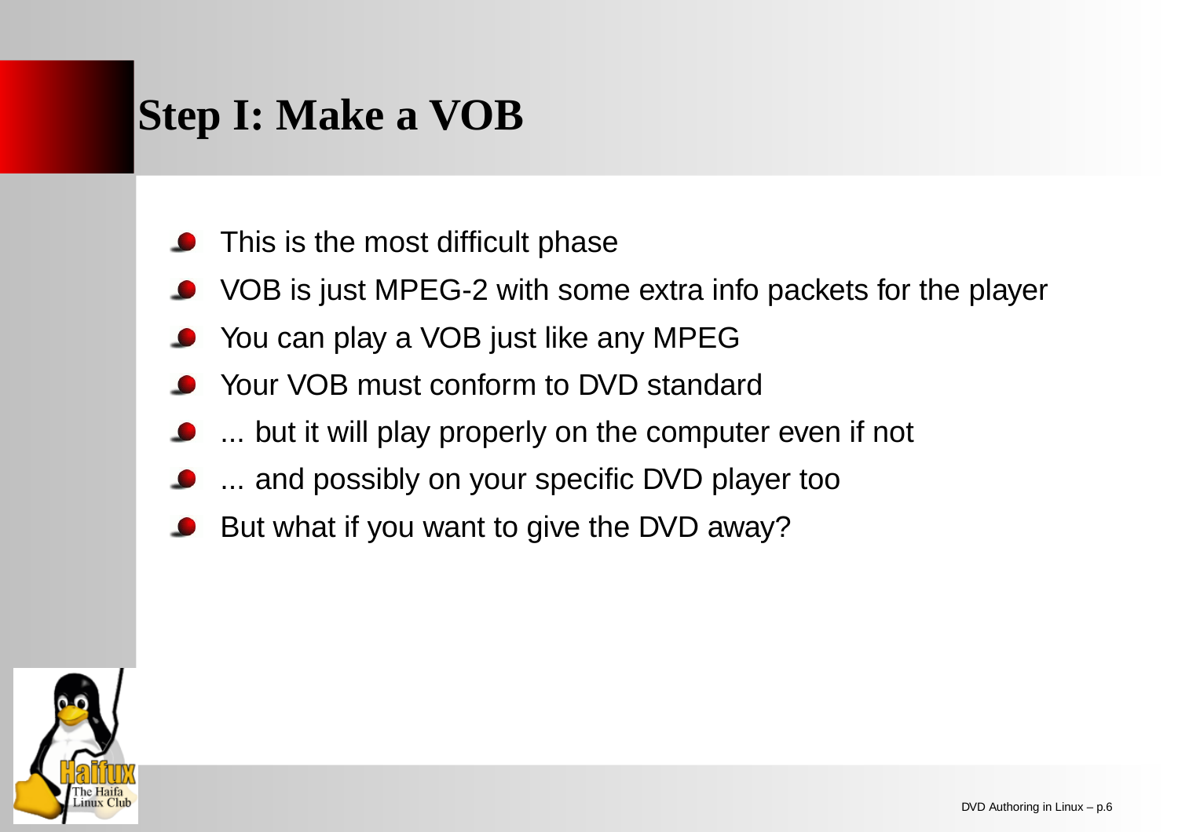# Step I: Make a VOB

- This is the most difficult phase
- VOB is just MPEG-2 with some extra info packets for the player
- You can play a VOB just like any MPEG
- Your VOB must conform to DVD standard
- ... but it will play properly on the computer even if not
- ... and possibly on your specific DVD player too
- But what if you want to give the DVD away?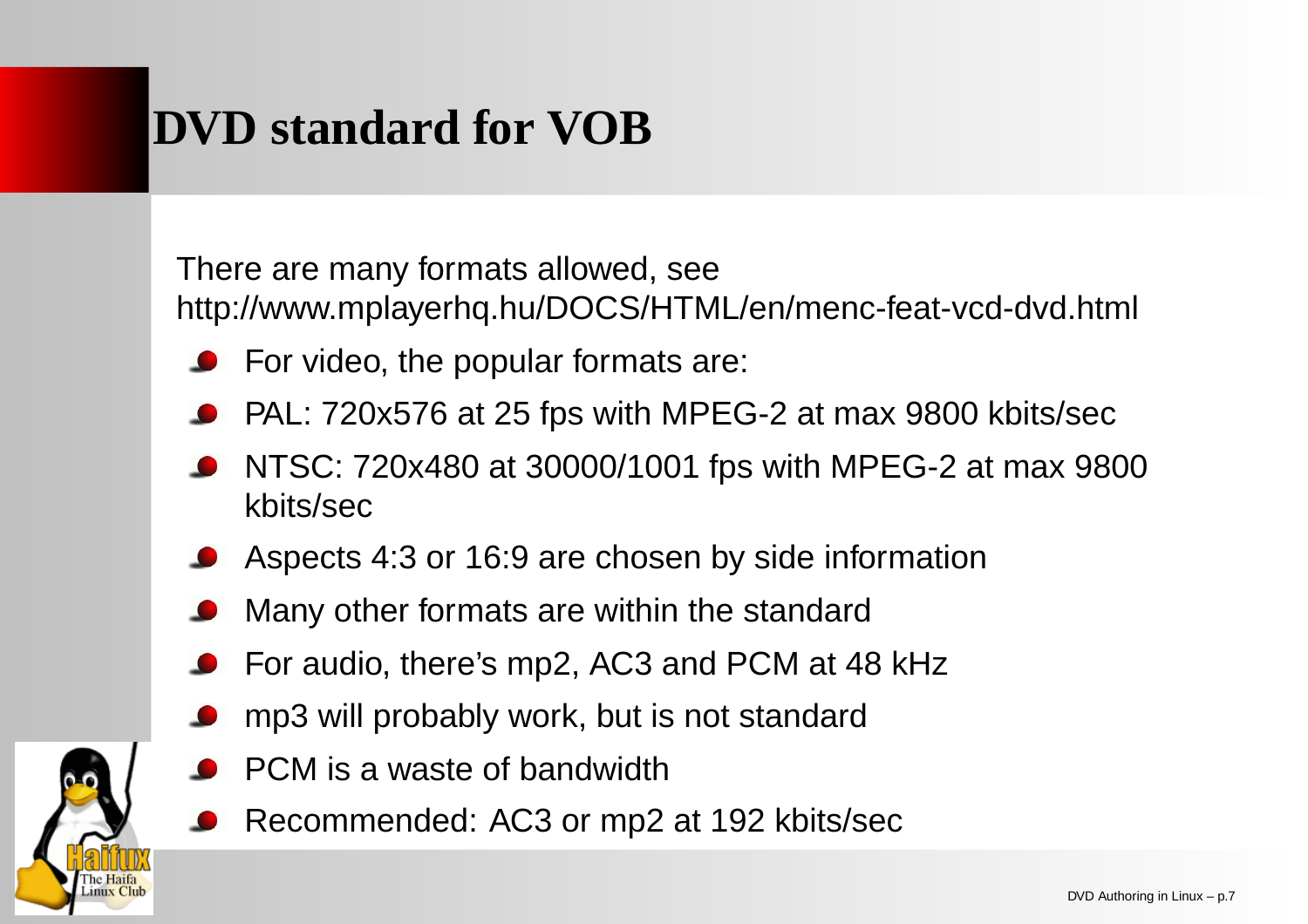# DVD standard for VOB

There are many formats allowed, see http://www.mplayerhq.hu/DOCS/HTML/en/menc-feat-vcd-dvd.html

- For video, the popular formats are:
- PAL: 720x576 at 25 fps with MPEG-2 at max 9800 kbits/sec
- NTSC: 720x480 at 30000/1001 fps with MPEG-2 at max 9800 kbits/sec
- Aspects 4:3 or 16:9 are chosen by side information
- Many other formats are within the standard
- For audio, there's mp2, AC3 and PCM at 48 kHz
- mp3 will probably work, but is not standard
- PCM is a waste of bandwidth
- Recommended: AC3 or mp2 at 192 kbits/sec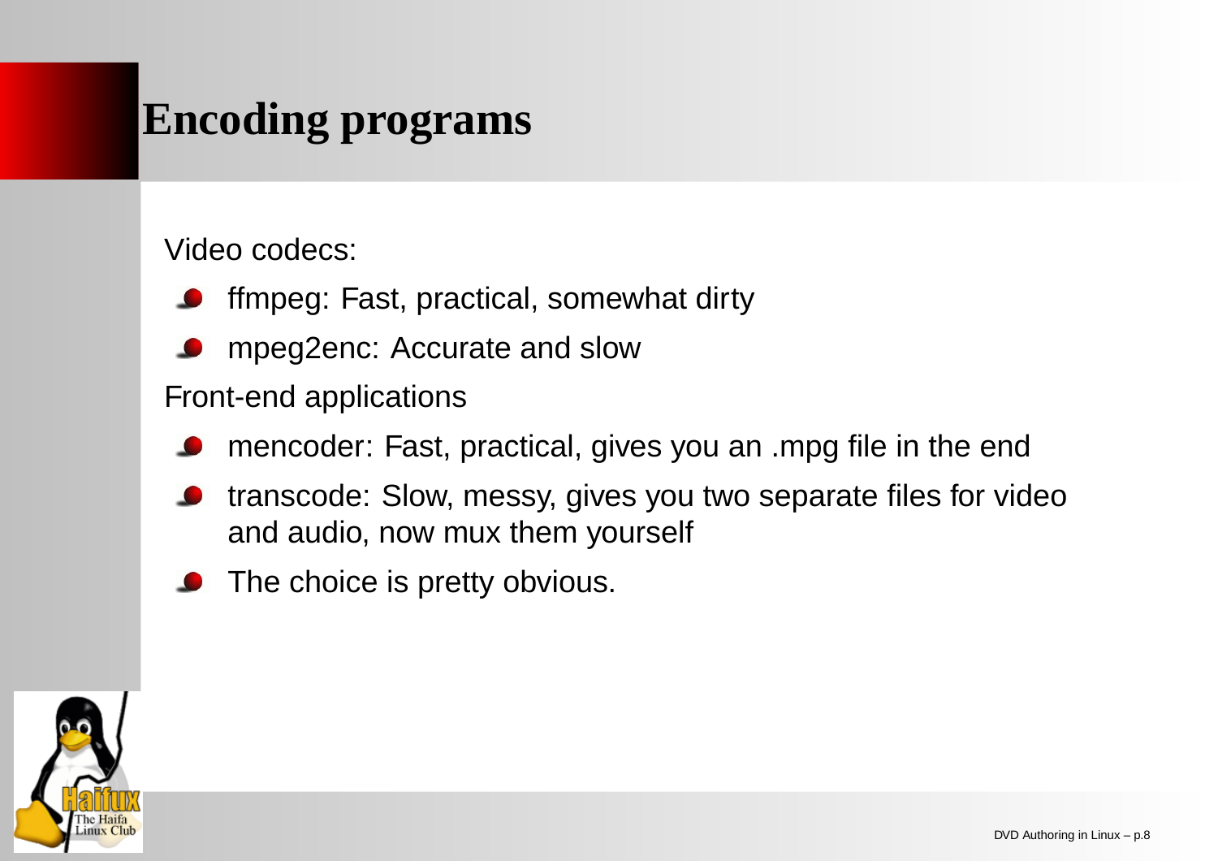# Encoding programs

Video codecs:

- ffmpeg: Fast, practical, somewhat dirty
- mpeg2enc: Accurate and slow

Front-end applications

- mencoder: Fast, practical, gives you an .mpg file in the end
- transcode: Slow, messy, gives you two separate files for video and audio, now mux them yourself
- The choice is pretty obvious.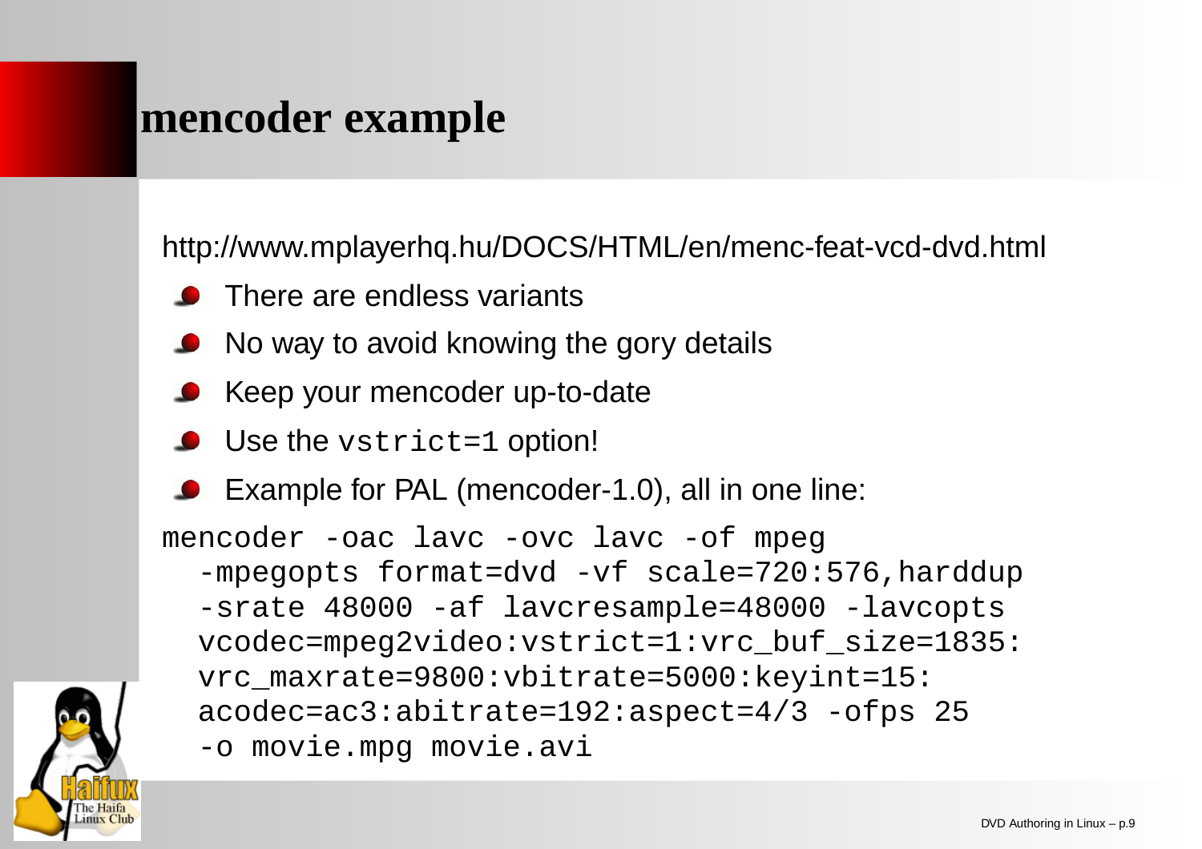# mencoder example

http://www.mplayerhq.hu/DOCS/HTML/en/menc-feat-vcd-dvd.html

- There are endless variants
- No way to avoid knowing the gory details
- Keep your mencoder up-to-date
- Use the `vstrict=1` option!
- Example for PAL (mencoder-1.0), all in one line:

```
mencoder -oac lavc -ovc lavc -of mpeg
  -mpegopts format=dvd -vf scale=720:576,harddup
  -srate 48000 -af lavcresample=48000 -lavcopts
  vcodec=mpeg2video:vstrict=1:vrc_buf_size=1835:
  vrc_maxrate=9800:vbitrate=5000:keyint=15:
  acodec=ac3:abitrate=192:aspect=4/3 -ofps 25
  -o movie.mpg movie.avi
```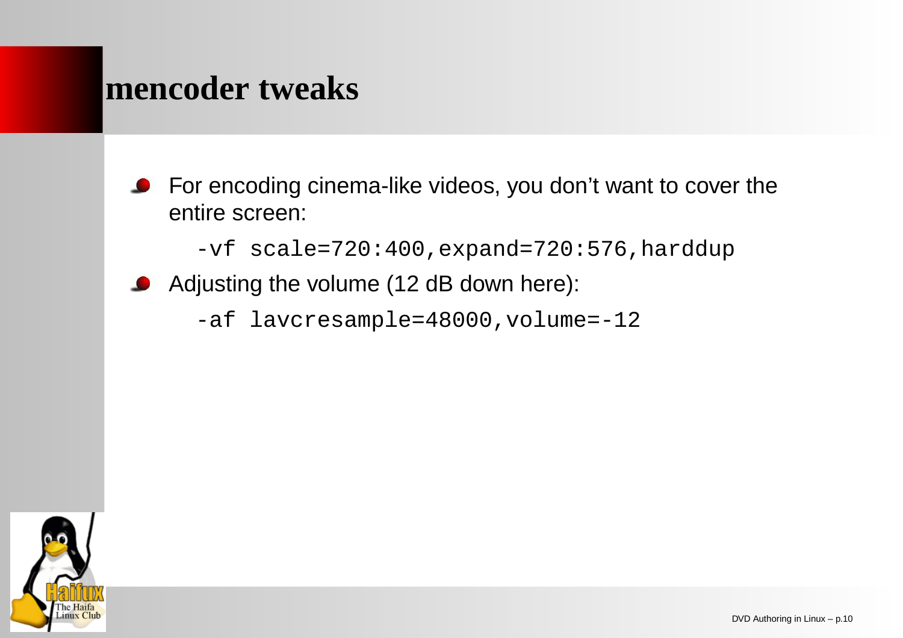# mencoder tweaks

- For encoding cinema-like videos, you don't want to cover the entire screen:

```
-vf scale=720:400,expand=720:576,harddup
```

- Adjusting the volume (12 dB down here):

```
-af lavcresample=48000,volume=-12
```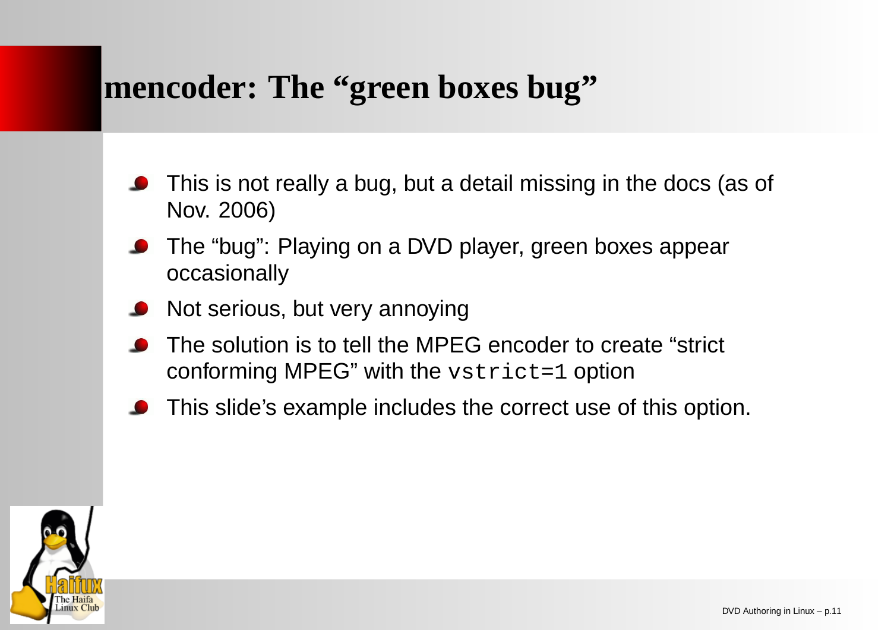# mencoder: The “green boxes bug”

- This is not really a bug, but a detail missing in the docs (as of Nov. 2006)
- The “bug”: Playing on a DVD player, green boxes appear occasionally
- Not serious, but very annoying
- The solution is to tell the MPEG encoder to create “strict conforming MPEG” with the `vstrict=1` option
- This slide’s example includes the correct use of this option.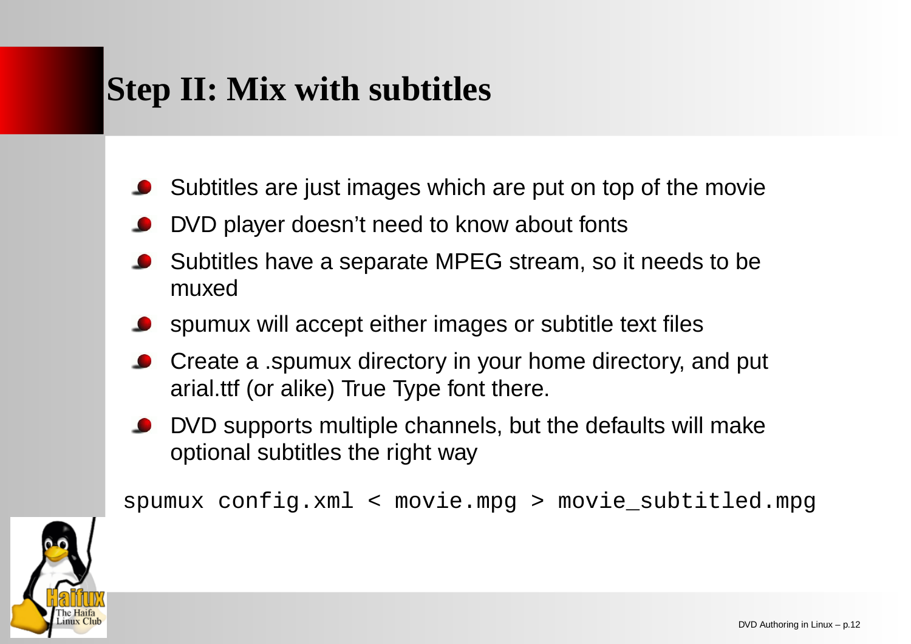# Step II: Mix with subtitles

- Subtitles are just images which are put on top of the movie
- DVD player doesn't need to know about fonts
- Subtitles have a separate MPEG stream, so it needs to be muxed
- spumux will accept either images or subtitle text files
- Create a .spumux directory in your home directory, and put arial.ttf (or alike) True Type font there.
- DVD supports multiple channels, but the defaults will make optional subtitles the right way

```
spumux config.xml < movie.mpg > movie_subtitled.mpg
```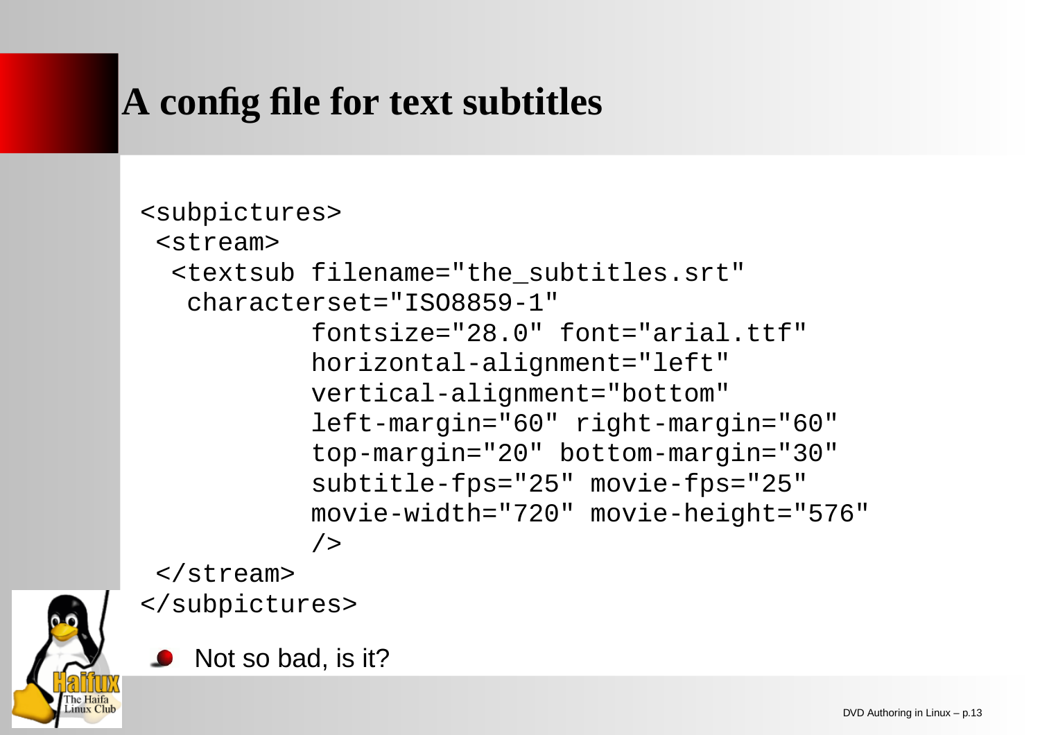# A config file for text subtitles

```
<subpictures>
 <stream>
  <textsub filename="the_subtitles.srt"
   characterset="ISO8859-1"
           fontsize="28.0" font="arial.ttf"
           horizontal-alignment="left"
           vertical-alignment="bottom"
           left-margin="60" right-margin="60"
           top-margin="20" bottom-margin="30"
           subtitle-fps="25" movie-fps="25"
           movie-width="720" movie-height="576"
           />
 </stream>
</subpictures>
```

- Not so bad, is it?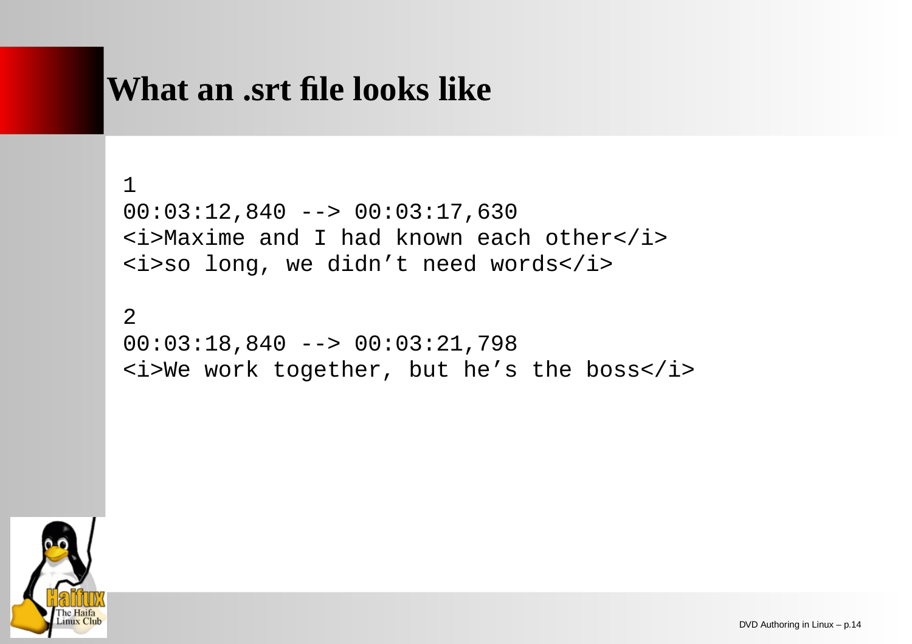# What an .srt file looks like

```
1
00:03:12,840 --> 00:03:17,630
<i>Maxime and I had known each other</i>
<i>so long, we didn’t need words</i>

2
00:03:18,840 --> 00:03:21,798
<i>We work together, but he’s the boss</i>
```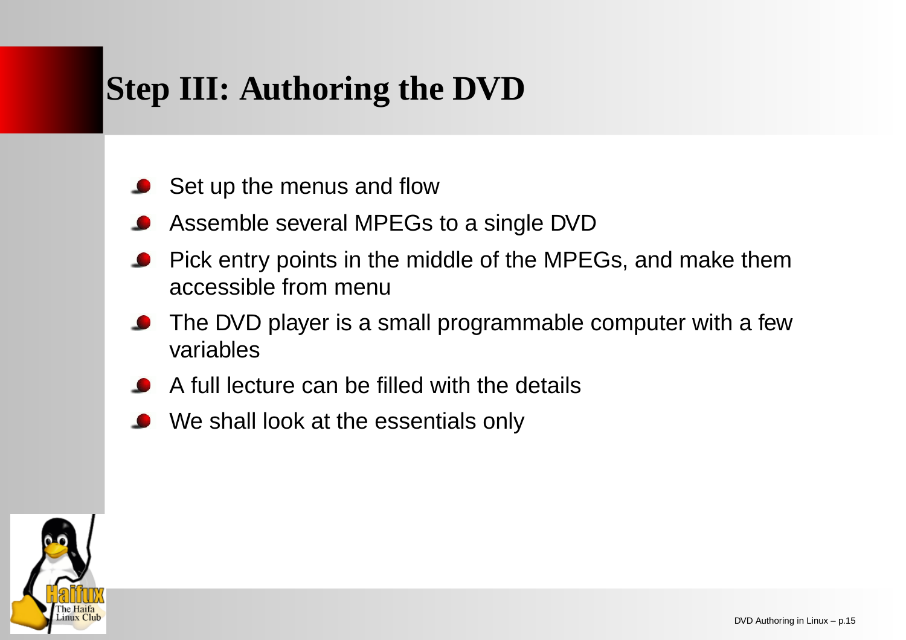# Step III: Authoring the DVD

- Set up the menus and flow
- Assemble several MPEGs to a single DVD
- Pick entry points in the middle of the MPEGs, and make them accessible from menu
- The DVD player is a small programmable computer with a few variables
- A full lecture can be filled with the details
- We shall look at the essentials only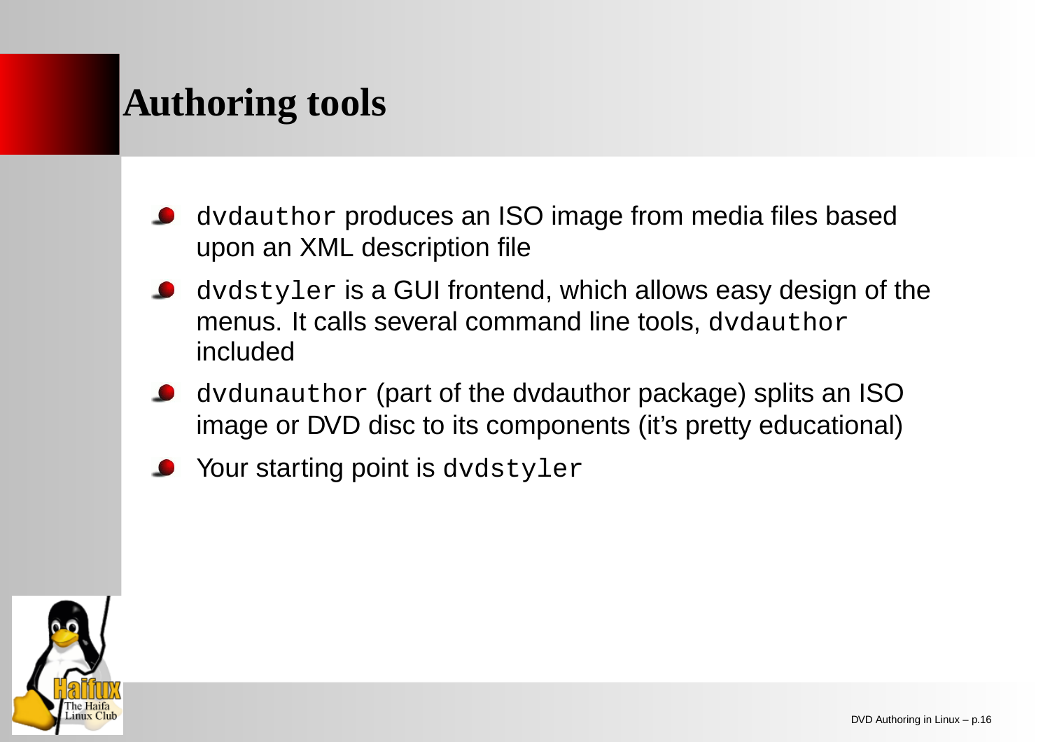# Authoring tools

- `dvdauthor` produces an ISO image from media files based upon an XML description file
- `dvdstyler` is a GUI frontend, which allows easy design of the menus. It calls several command line tools, `dvdauthor` included
- `dvdunauthor` (part of the dvdauthor package) splits an ISO image or DVD disc to its components (it's pretty educational)
- Your starting point is `dvdstyler`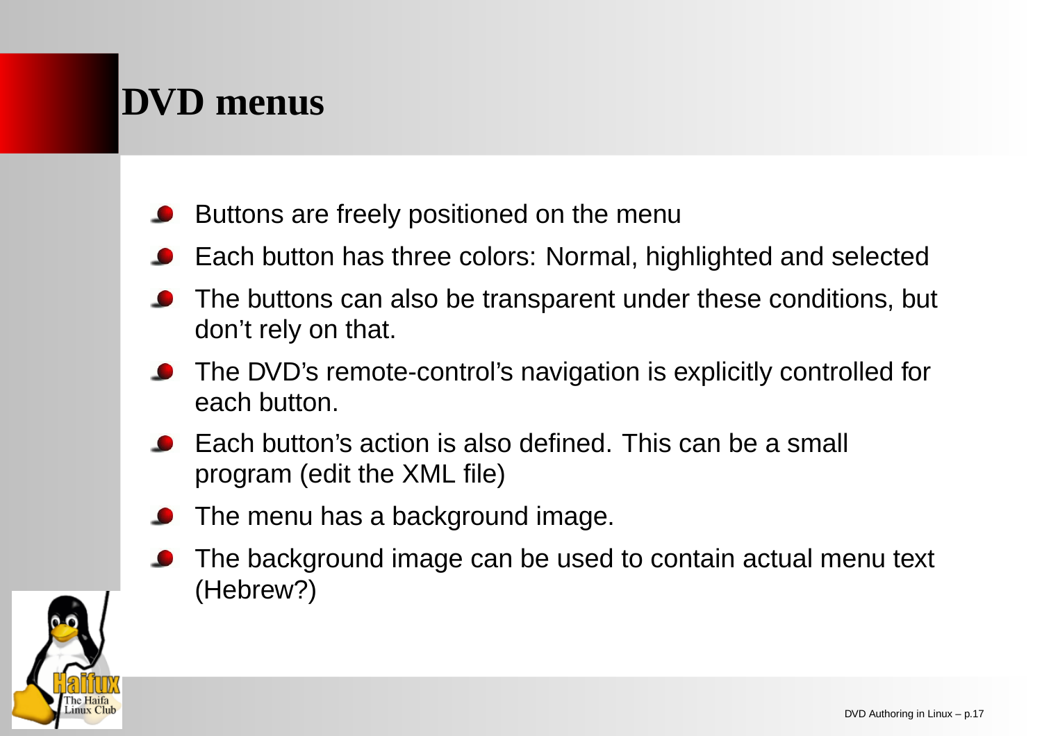# DVD menus

- Buttons are freely positioned on the menu
- Each button has three colors: Normal, highlighted and selected
- The buttons can also be transparent under these conditions, but don't rely on that.
- The DVD's remote-control's navigation is explicitly controlled for each button.
- Each button's action is also defined. This can be a small program (edit the XML file)
- The menu has a background image.
- The background image can be used to contain actual menu text (Hebrew?)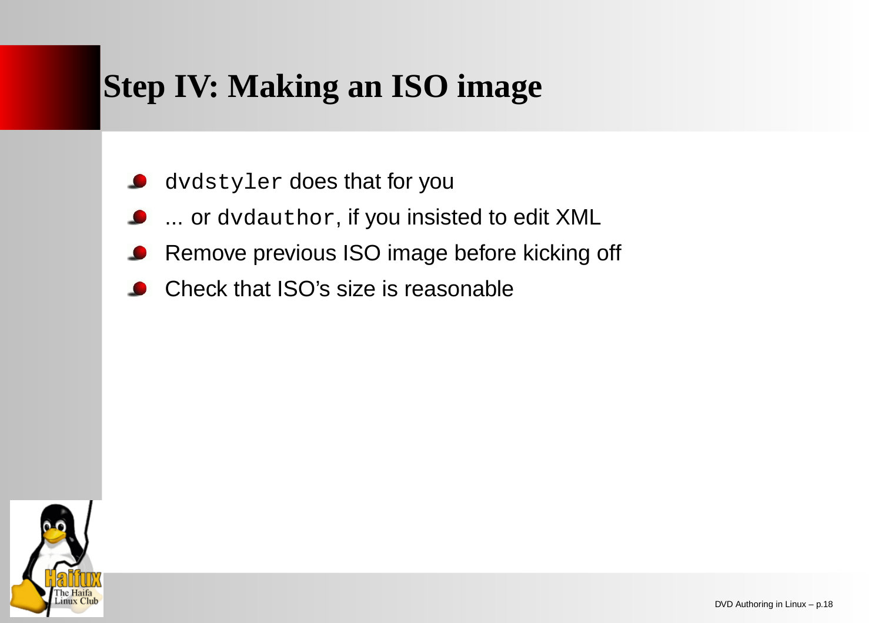# Step IV: Making an ISO image

- `dvdstyler` does that for you
- ... or `dvdauthor`, if you insisted to edit XML
- Remove previous ISO image before kicking off
- Check that ISO's size is reasonable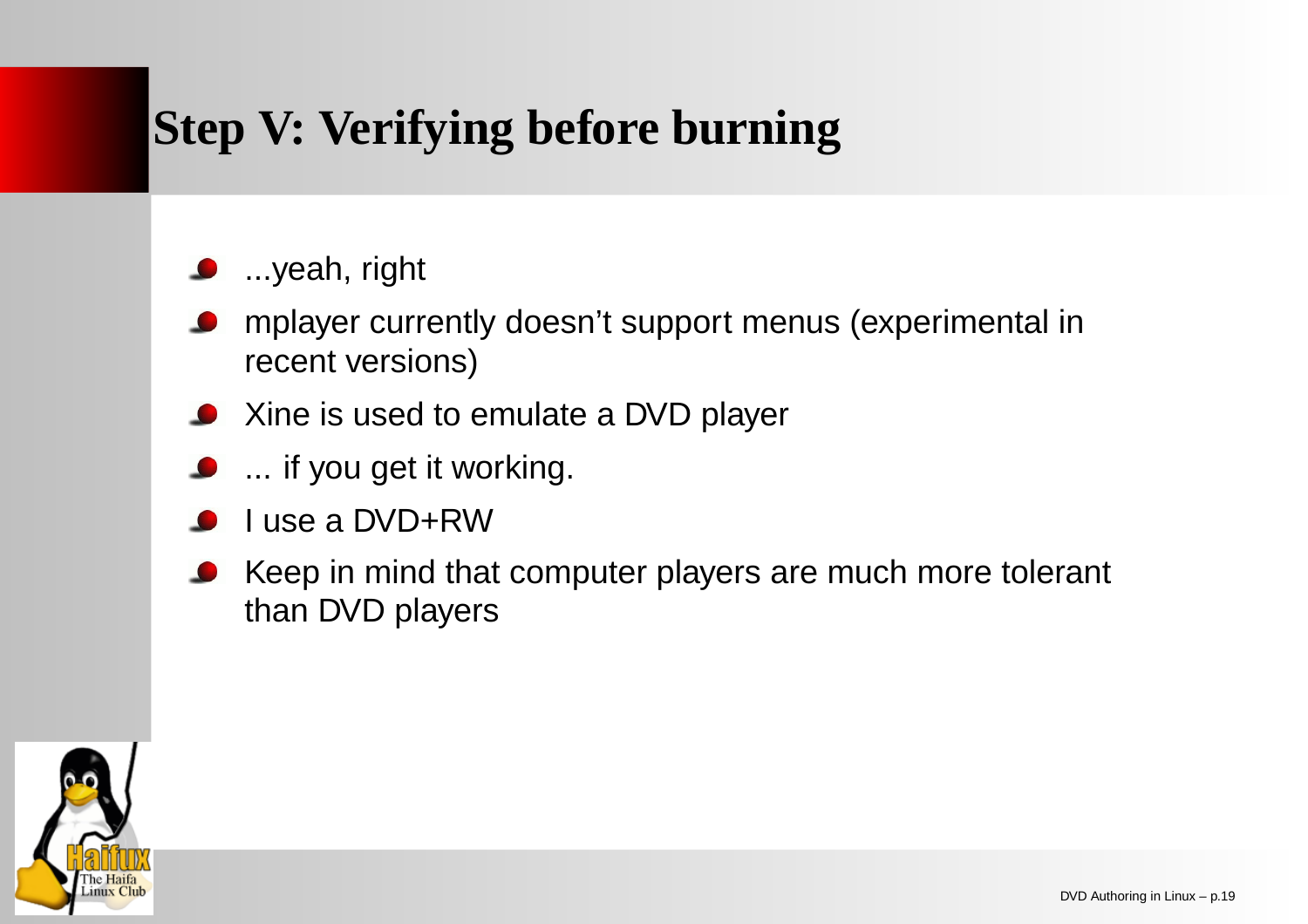# Step V: Verifying before burning

- ...yeah, right
- mplayer currently doesn't support menus (experimental in recent versions)
- Xine is used to emulate a DVD player
- ... if you get it working.
- I use a DVD+RW
- Keep in mind that computer players are much more tolerant than DVD players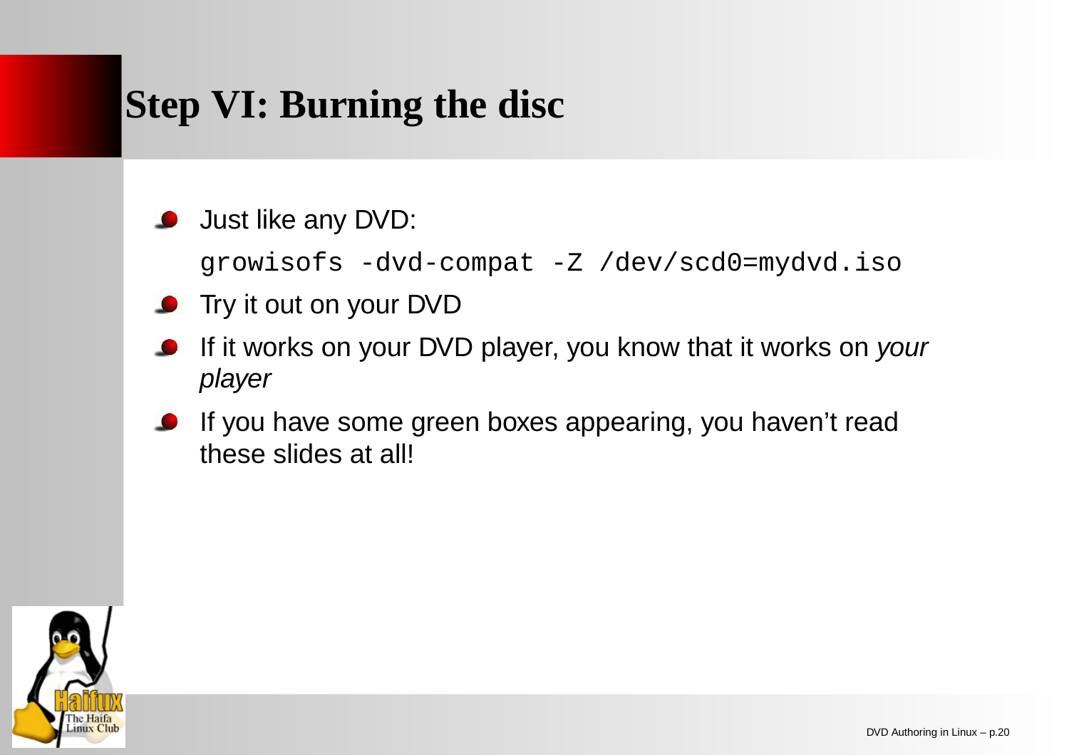# Step VI: Burning the disc

- Just like any DVD:

  ```
  growisofs -dvd-compat -Z /dev/scd0=mydvd.iso
  ```

- Try it out on your DVD
- If it works on your DVD player, you know that it works on *your player*
- If you have some green boxes appearing, you haven't read these slides at all!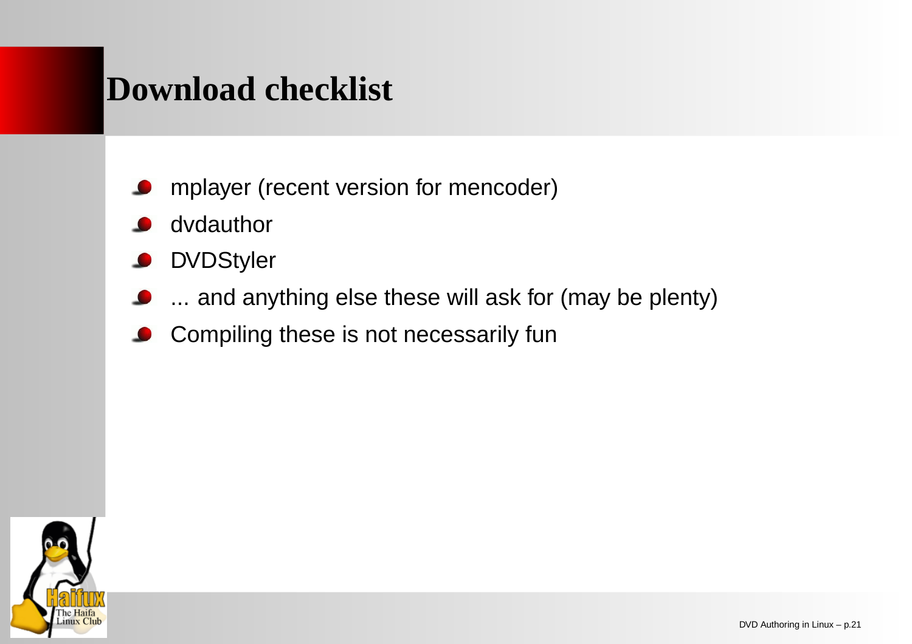# Download checklist

- mplayer (recent version for mencoder)
- dvdauthor
- DVDStyler
- ... and anything else these will ask for (may be plenty)
- Compiling these is not necessarily fun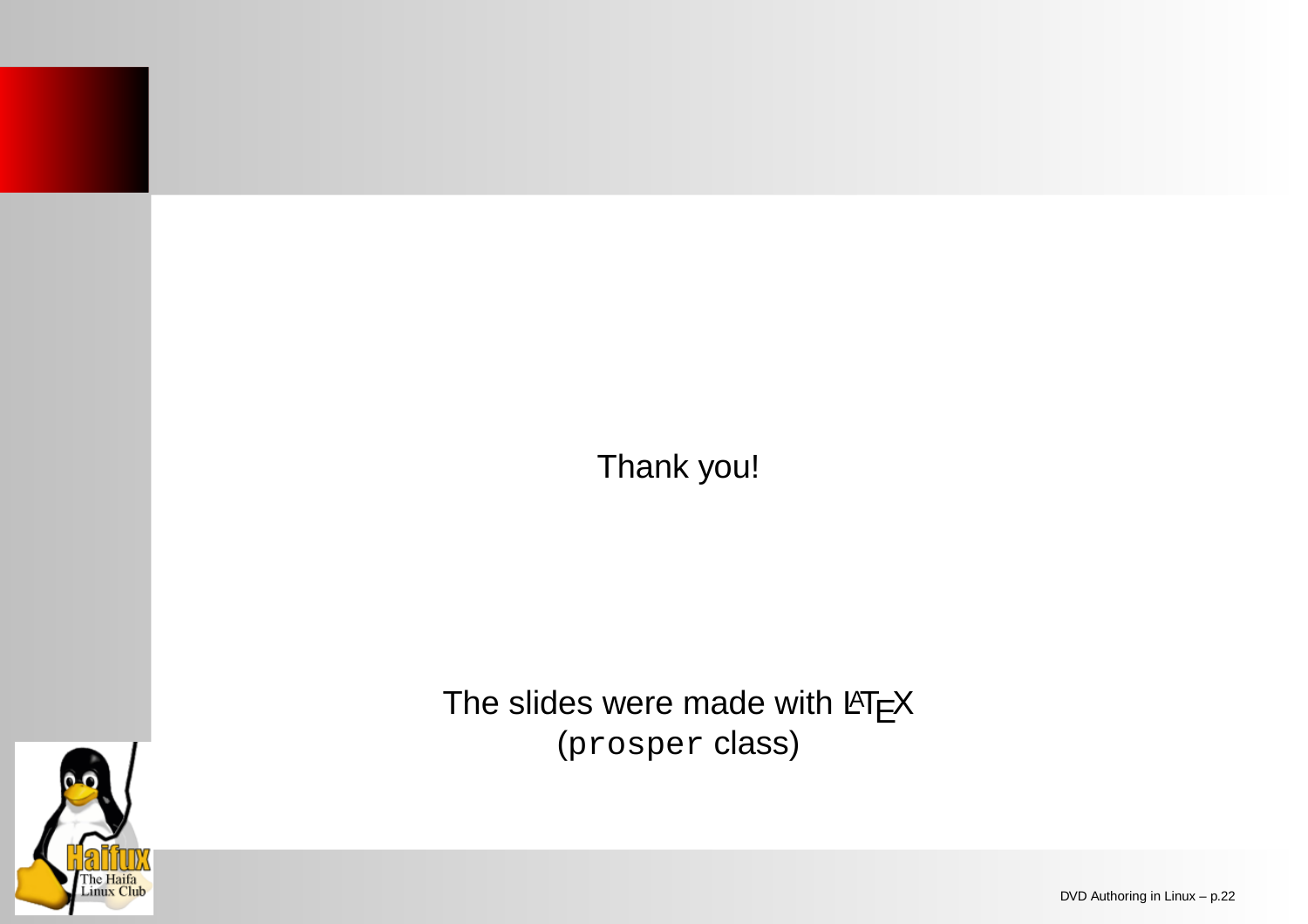Thank you!

The slides were made with LaTeX
(`prosper` class)